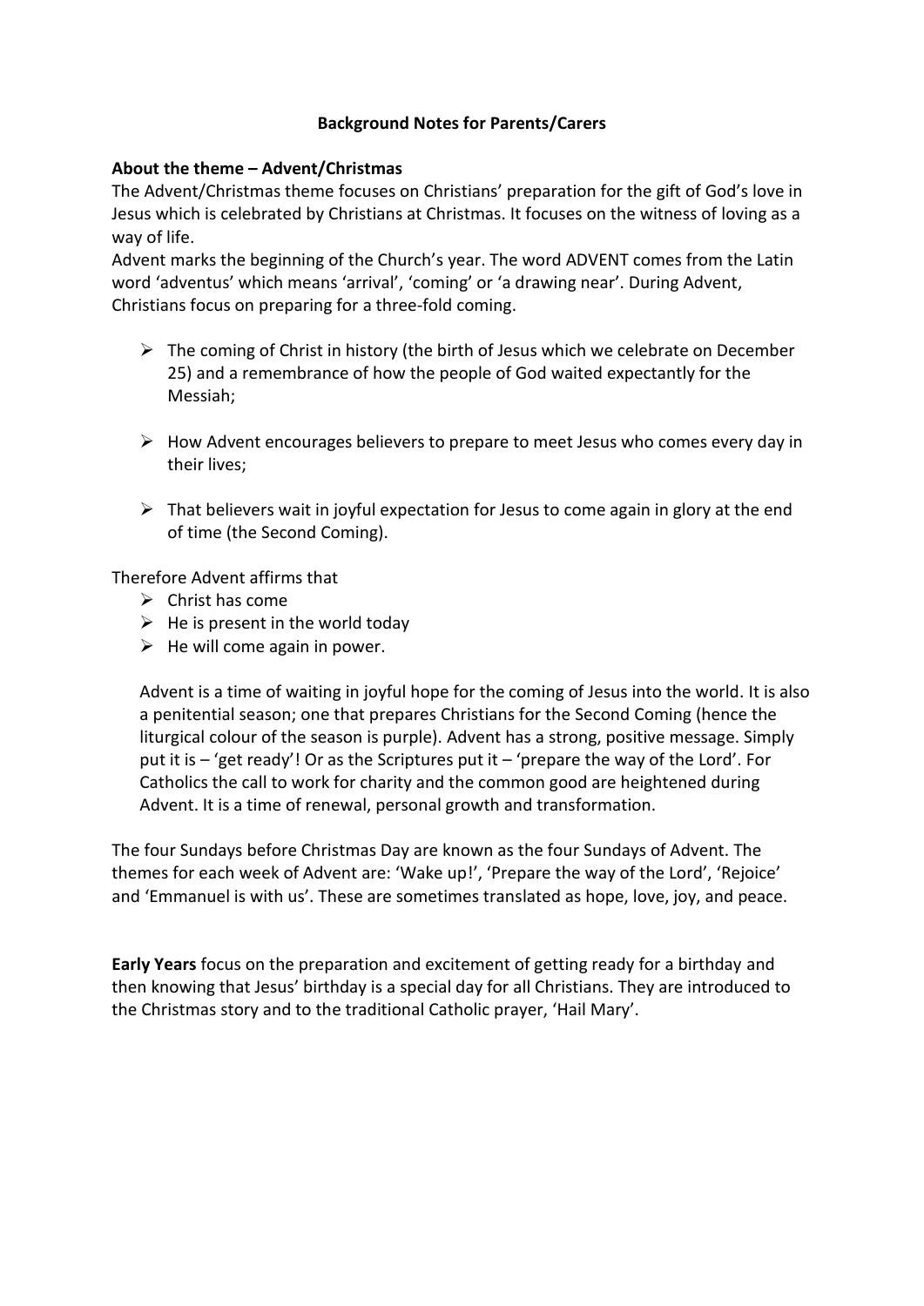**Background Notes for Parents/Carers**

**About the theme – Advent/Christmas**

The Advent/Christmas theme focuses on Christians' preparation for the gift of God's love in Jesus which is celebrated by Christians at Christmas. It focuses on the witness of loving as a way of life.

Advent marks the beginning of the Church's year. The word ADVENT comes from the Latin word 'adventus' which means 'arrival', 'coming' or 'a drawing near'. During Advent, Christians focus on preparing for a three-fold coming.

- The coming of Christ in history (the birth of Jesus which we celebrate on December 25) and a remembrance of how the people of God waited expectantly for the Messiah;
- How Advent encourages believers to prepare to meet Jesus who comes every day in their lives;
- That believers wait in joyful expectation for Jesus to come again in glory at the end of time (the Second Coming).

Therefore Advent affirms that

- Christ has come
- He is present in the world today
- He will come again in power.

Advent is a time of waiting in joyful hope for the coming of Jesus into the world. It is also a penitential season; one that prepares Christians for the Second Coming (hence the liturgical colour of the season is purple). Advent has a strong, positive message. Simply put it is – 'get ready'! Or as the Scriptures put it – 'prepare the way of the Lord'. For Catholics the call to work for charity and the common good are heightened during Advent. It is a time of renewal, personal growth and transformation.

The four Sundays before Christmas Day are known as the four Sundays of Advent. The themes for each week of Advent are: 'Wake up!', 'Prepare the way of the Lord', 'Rejoice' and 'Emmanuel is with us'. These are sometimes translated as hope, love, joy, and peace.

**Early Years** focus on the preparation and excitement of getting ready for a birthday and then knowing that Jesus' birthday is a special day for all Christians. They are introduced to the Christmas story and to the traditional Catholic prayer, 'Hail Mary'.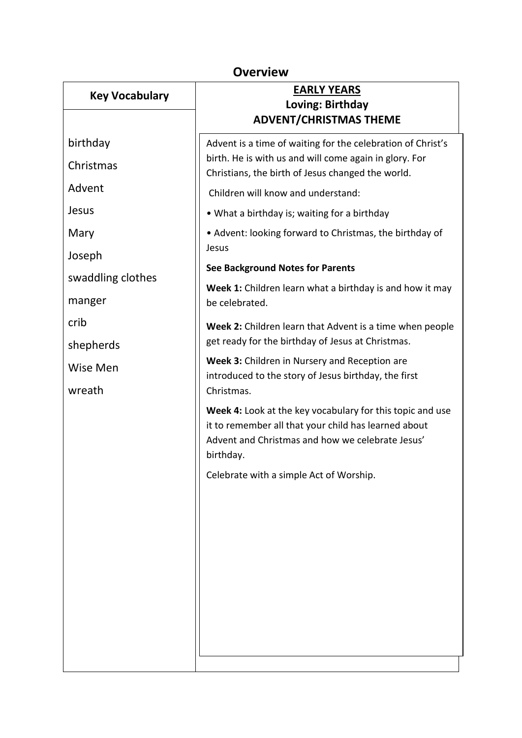## Overview

| Key Vocabulary | **EARLY YEARS**<br>**Loving: Birthday**<br>**ADVENT/CHRISTMAS THEME** |
|---|---|
| birthday<br>Christmas<br>Advent<br>Jesus<br>Mary<br>Joseph<br>swaddling clothes<br>manger<br>crib<br>shepherds<br>Wise Men<br>wreath | Advent is a time of waiting for the celebration of Christ's birth. He is with us and will come again in glory. For Christians, the birth of Jesus changed the world.<br><br>Children will know and understand:<br><br>• What a birthday is; waiting for a birthday<br><br>• Advent: looking forward to Christmas, the birthday of Jesus<br><br>**See Background Notes for Parents**<br><br>**Week 1:** Children learn what a birthday is and how it may be celebrated.<br><br>**Week 2:** Children learn that Advent is a time when people get ready for the birthday of Jesus at Christmas.<br><br>**Week 3:** Children in Nursery and Reception are introduced to the story of Jesus birthday, the first Christmas.<br><br>**Week 4:** Look at the key vocabulary for this topic and use it to remember all that your child has learned about Advent and Christmas and how we celebrate Jesus' birthday.<br><br>Celebrate with a simple Act of Worship. |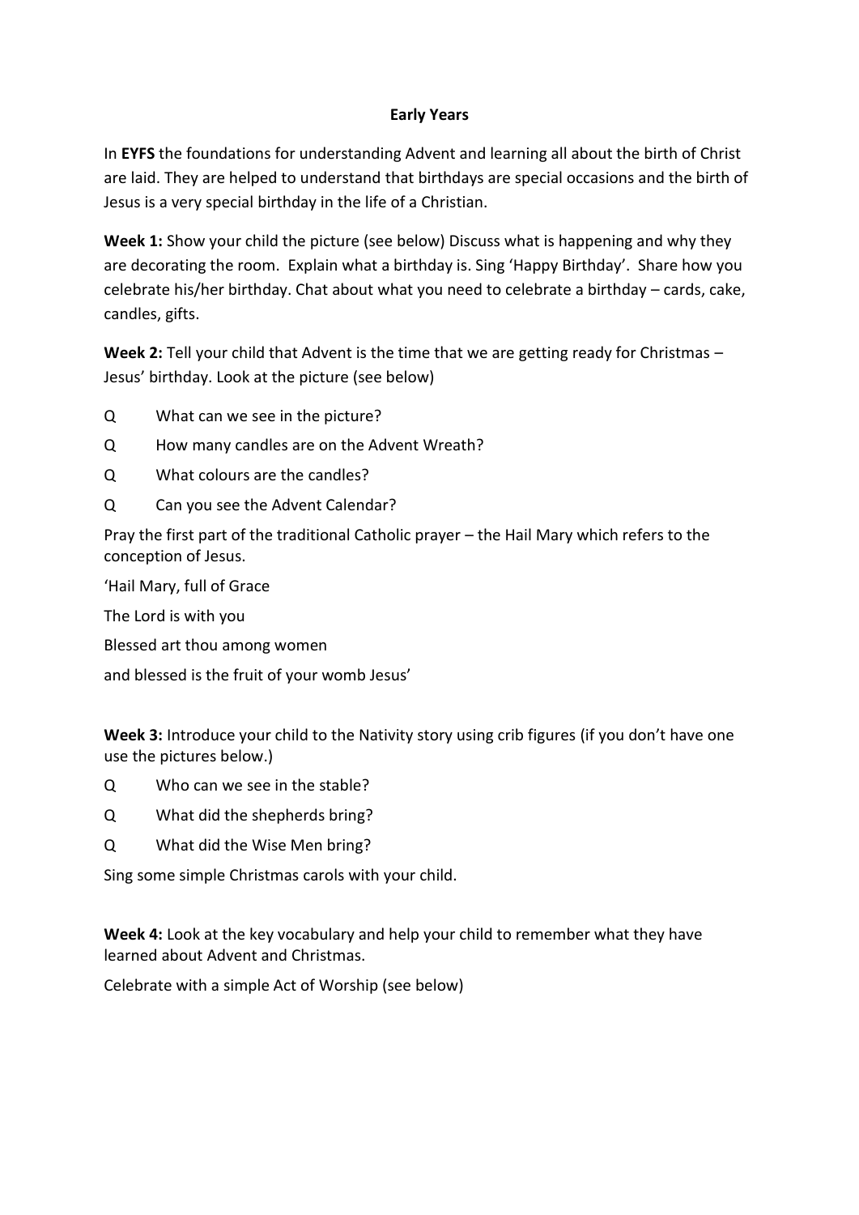## Early Years

In **EYFS** the foundations for understanding Advent and learning all about the birth of Christ are laid. They are helped to understand that birthdays are special occasions and the birth of Jesus is a very special birthday in the life of a Christian.

**Week 1:** Show your child the picture (see below) Discuss what is happening and why they are decorating the room. Explain what a birthday is. Sing 'Happy Birthday'. Share how you celebrate his/her birthday. Chat about what you need to celebrate a birthday – cards, cake, candles, gifts.

**Week 2:** Tell your child that Advent is the time that we are getting ready for Christmas – Jesus' birthday. Look at the picture (see below)

Q What can we see in the picture?

Q How many candles are on the Advent Wreath?

Q What colours are the candles?

Q Can you see the Advent Calendar?

Pray the first part of the traditional Catholic prayer – the Hail Mary which refers to the conception of Jesus.

'Hail Mary, full of Grace

The Lord is with you

Blessed art thou among women

and blessed is the fruit of your womb Jesus'

**Week 3:** Introduce your child to the Nativity story using crib figures (if you don't have one use the pictures below.)

Q Who can we see in the stable?

Q What did the shepherds bring?

Q What did the Wise Men bring?

Sing some simple Christmas carols with your child.

**Week 4:** Look at the key vocabulary and help your child to remember what they have learned about Advent and Christmas.

Celebrate with a simple Act of Worship (see below)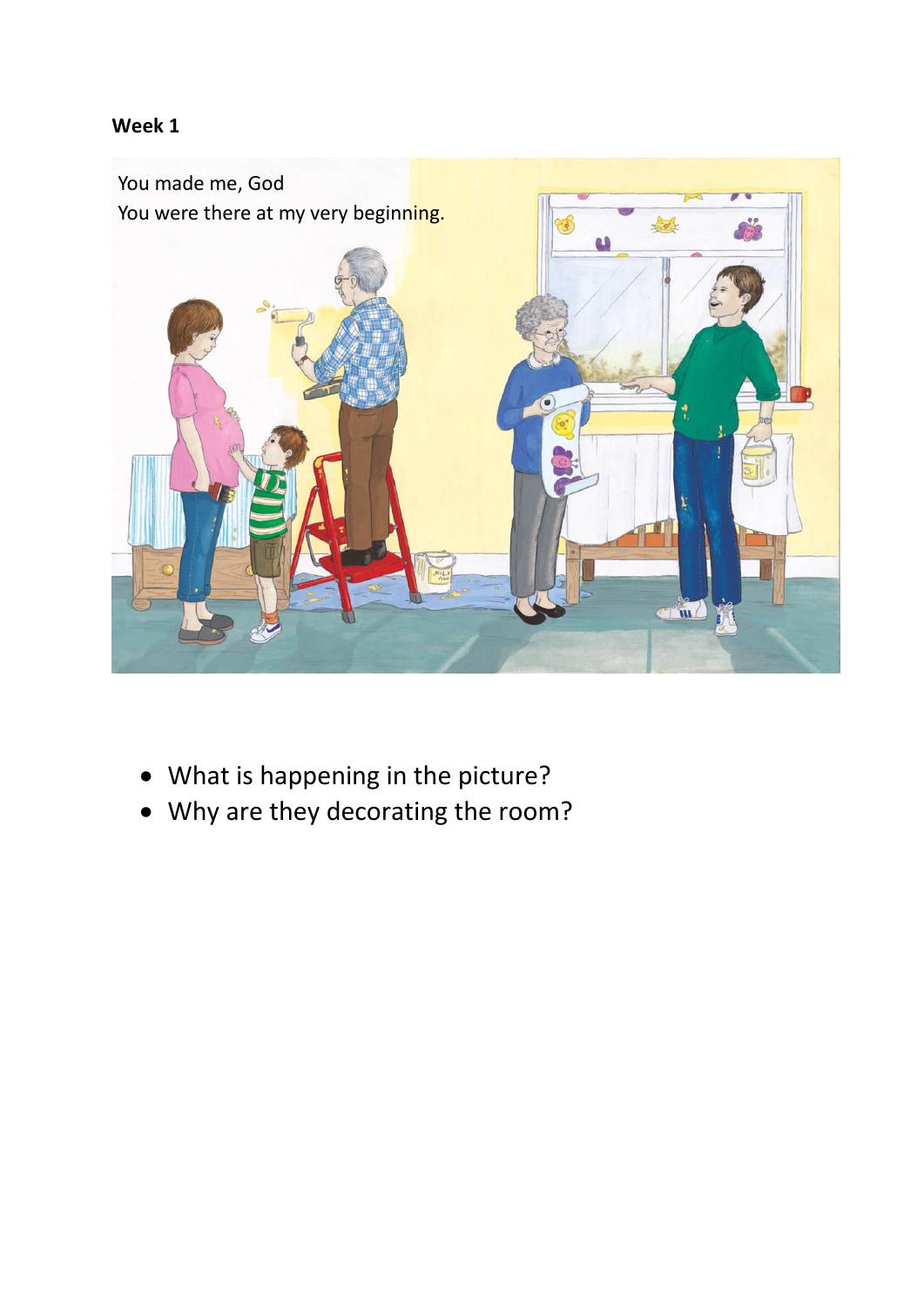**Week 1**

You made me, God
You were there at my very beginning.

- What is happening in the picture?
- Why are they decorating the room?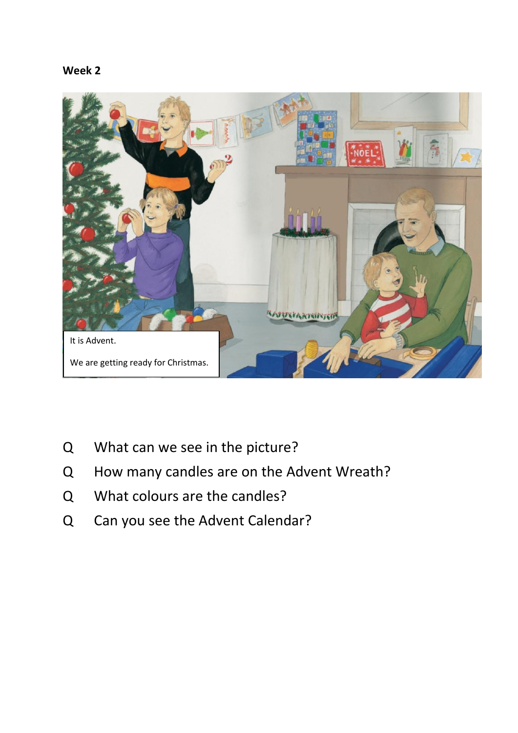**Week 2**

It is Advent.

We are getting ready for Christmas.

Q What can we see in the picture?

Q How many candles are on the Advent Wreath?

Q What colours are the candles?

Q Can you see the Advent Calendar?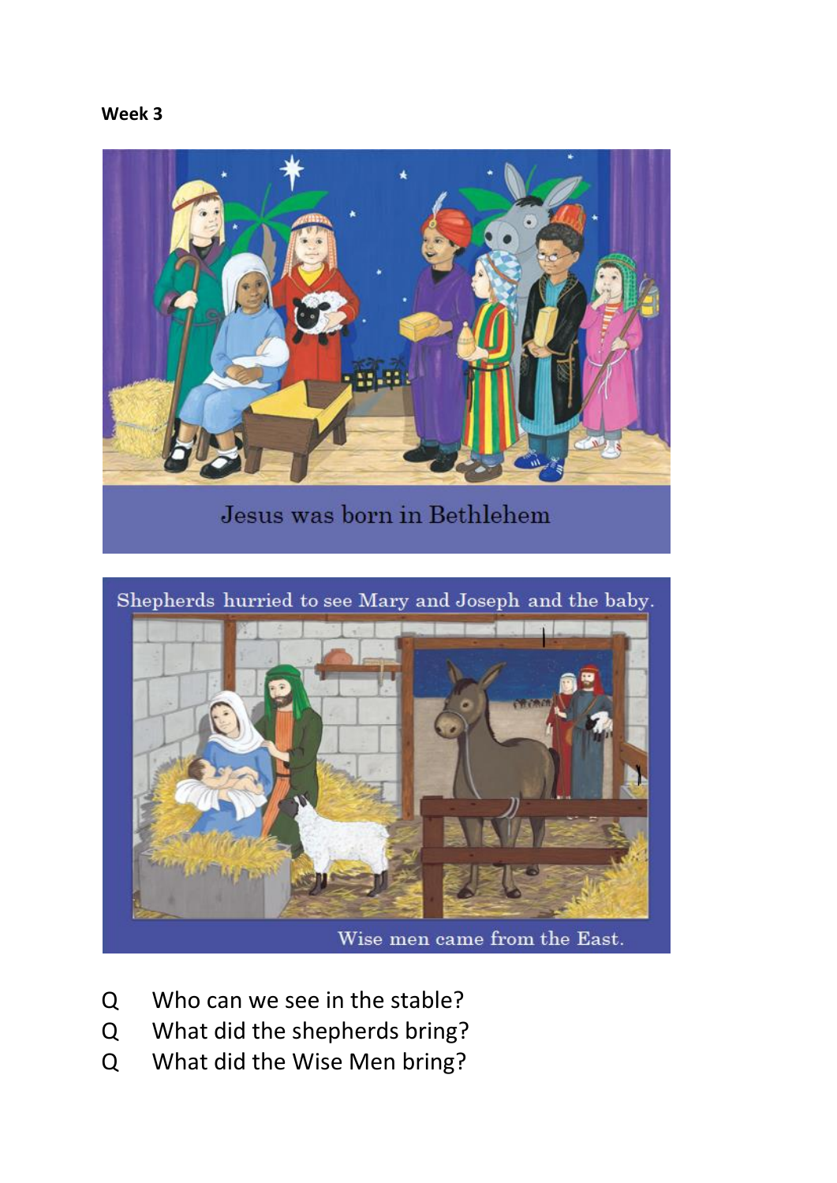**Week 3**

Jesus was born in Bethlehem

Shepherds hurried to see Mary and Joseph and the baby.

Wise men came from the East.

- Q Who can we see in the stable?
- Q What did the shepherds bring?
- Q What did the Wise Men bring?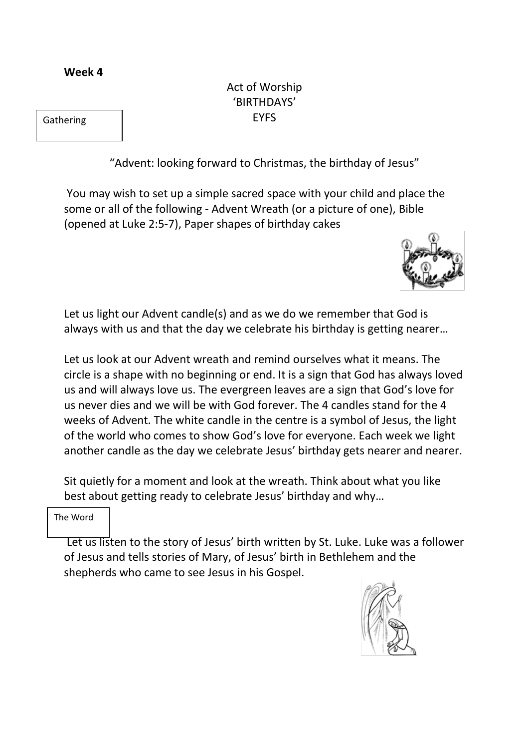**Week 4**

Act of Worship
'BIRTHDAYS'
EYFS

Gathering

"Advent: looking forward to Christmas, the birthday of Jesus"

You may wish to set up a simple sacred space with your child and place the some or all of the following - Advent Wreath (or a picture of one), Bible (opened at Luke 2:5-7), Paper shapes of birthday cakes

Let us light our Advent candle(s) and as we do we remember that God is always with us and that the day we celebrate his birthday is getting nearer…

Let us look at our Advent wreath and remind ourselves what it means. The circle is a shape with no beginning or end. It is a sign that God has always loved us and will always love us. The evergreen leaves are a sign that God's love for us never dies and we will be with God forever. The 4 candles stand for the 4 weeks of Advent. The white candle in the centre is a symbol of Jesus, the light of the world who comes to show God's love for everyone. Each week we light another candle as the day we celebrate Jesus' birthday gets nearer and nearer.

Sit quietly for a moment and look at the wreath. Think about what you like best about getting ready to celebrate Jesus' birthday and why…

The Word

Let us listen to the story of Jesus' birth written by St. Luke. Luke was a follower of Jesus and tells stories of Mary, of Jesus' birth in Bethlehem and the shepherds who came to see Jesus in his Gospel.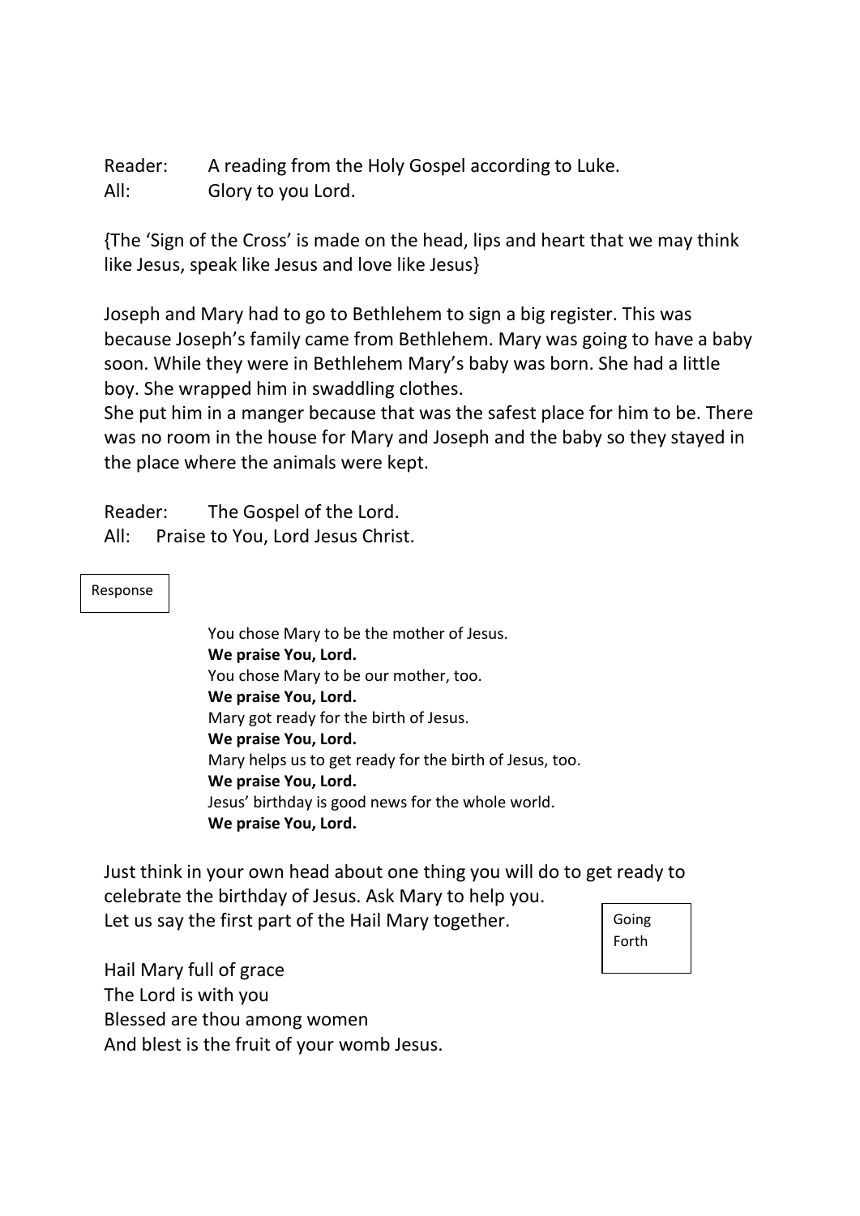Reader: A reading from the Holy Gospel according to Luke.
All: Glory to you Lord.

{The 'Sign of the Cross' is made on the head, lips and heart that we may think like Jesus, speak like Jesus and love like Jesus}

Joseph and Mary had to go to Bethlehem to sign a big register. This was because Joseph's family came from Bethlehem. Mary was going to have a baby soon. While they were in Bethlehem Mary's baby was born. She had a little boy. She wrapped him in swaddling clothes.
She put him in a manger because that was the safest place for him to be. There was no room in the house for Mary and Joseph and the baby so they stayed in the place where the animals were kept.

Reader: The Gospel of the Lord.
All: Praise to You, Lord Jesus Christ.

Response

You chose Mary to be the mother of Jesus.
**We praise You, Lord.**
You chose Mary to be our mother, too.
**We praise You, Lord.**
Mary got ready for the birth of Jesus.
**We praise You, Lord.**
Mary helps us to get ready for the birth of Jesus, too.
**We praise You, Lord.**
Jesus' birthday is good news for the whole world.
**We praise You, Lord.**

Going Forth

Just think in your own head about one thing you will do to get ready to celebrate the birthday of Jesus. Ask Mary to help you.
Let us say the first part of the Hail Mary together.

Hail Mary full of grace
The Lord is with you
Blessed are thou among women
And blest is the fruit of your womb Jesus.